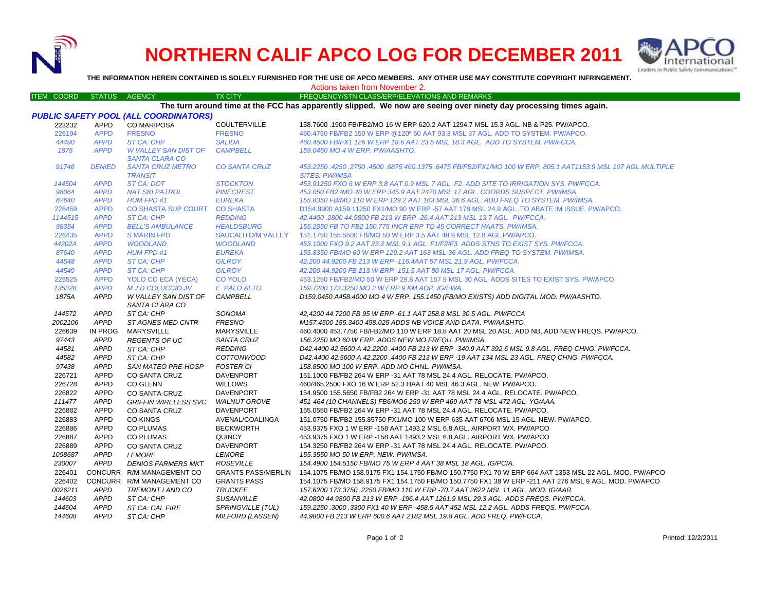# NORTHERN CALIF APCO LOG FOR DECEMBER 2011

**THE INFORMATION HEREIN CONTAINED IS SOLELY FURNISHED FOR THE USE OF APCO MEMBERS. ANY OTHER USE MAY CONSTITUTE COPYRIGHT INFRINGEMENT.**

Actions taken from November 2.

**The turn around time at the FCC has apparently slipped. We now are seeing over ninety day processing times again.**

### *PUBLIC SAFETY POOL (ALL COORDINATORS)*

| ITEM COORD | STATUS | AGENCY | TX CITY | FREQUENCY/STN CLASS/ERP/ELEVATIONS AND REMARKS |
|---|---|---|---|---|
| 223232 | APPD | CO MARIPOSA | COULTERVILLE | 158.7600 .1900 FB/FB2/MO 16 W ERP 620.2 AAT 1294.7 MSL 15.3 AGL. NB & P25. PW/APCO. |
| 226194 | APPD | FRESNO | FRESNO | 460.4750 FB/FB2 150 W ERP @120º 50 AAT 93.3 MSL 37 AGL. ADD TO SYSTEM. PW/APCO. |
| 44490 | APPD | ST CA: CHP | SALIDA | 460.4500 FB/FX1 126 W ERP 18.6 AAT 23.5 MSL 18.3 AGL. ADD TO SYSTEM. PW/FCCA. |
| 1875 | APPD | W VALLEY SAN DIST OF SANTA CLARA CO | CAMPBELL | 159.0450 MO 4 W ERP. PW/AASHTO. |
| 91746 | DENIED | SANTA CRUZ METRO TRANSIT | CO SANTA CRUZ | 453.2250 .4250 .2750 .4500 .6875 460.1375 .6475 FB/FB2/FX1/MO 100 W ERP. 805.1 AAT1153.9 MSL 107 AGL MULTIPLE SITES. PW/IMSA |
| 144504 | APPD | ST CA: DOT | STOCKTON | 453.91250 FXO 6 W ERP 3.8 AAT 0.9 MSL 7 AGL. F2. ADD SITE TO IRRIGATION SYS. PW/FCCA. |
| 98064 | APPD | NAT SKI PATROL | PINECREST | 453.050 FB2 /MO 40 W ERP 345.9 AAT 2470 MSL 17 AGL. COORDS SUSPECT. PW/IMSA. |
| 87640 | APPD | HUM FPD #1 | EUREKA | 155.8350 FB/MO 110 W ERP 129.2 AAT 163 MSL 36.6 AGL. ADD FREQ TO SYSTEM. PW/IMSA. |
| 226459 | APPD | CO SHASTA SUP COURT | CO SHASTA | D154.8900 A159.11250 FX1/MO 90 W ERP -57 AAT 178 MSL 24.9 AGL. TO ABATE IM ISSUE. PW/APCO. |
| 1144515 | APPD | ST CA: CHP | REDDING | 42.4400 .2800 44.9800 FB 213 W ERP -26.4 AAT 213 MSL 13.7 AGL. PW/FCCA. |
| 98354 | APPD | BELL'S AMBULANCE | HEALDSBURG | 155.2050 FB TO FB2 150.775 INCR ERP TO 45 CORRECT HAATS. PW/IMSA. |
| 226435 | APPD | S MARIN FPD | SAUCALITO/M VALLEY | 151.1750 155.5500 FB/MO 50 W ERP 3.5 AAT 48.9 MSL 12.8 AGL PW/APCO. |
| 44202A | APPD | WOODLAND | WOODLAND | 453.1000 FXO 9.2 AAT 23.2 MSL 9.1 AGL. F1/F2/F3. ADDS STNS TO EXIST SYS. PW/FCCA. |
| 87640 | APPD | HUM FPD #1 | EUREKA | 155.8350 FB/MO 60 W ERP 129.2 AAT 163 MSL 36 AGL. ADD FREQ TO SYSTEM. PW/IMSA. |
| 44548 | APPD | ST CA: CHP | GILROY | 42.200 44.9200 FB 213 W ERP -116.4AAT 57 MSL 21.9 AGL. PW/FCCA. |
| 44549 | APPD | ST CA: CHP | GILROY | 42.200 44.9200 FB 213 W ERP -151.5 AAT 80 MSL 17 AGL. PW/FCCA. |
| 226525 | APPD | YOLO CO ECA (YECA) | CO YOLO | 453.1250 FB/FB2/MO 50 W ERP 29.8 AAT 157.9 MSL 30 AGL. ADDS SITES TO EXIST SYS. PW/APCO. |
| 135328 | APPD | M J D COLUCCIO JV | E PALO ALTO | 159.7200 173.3250 MO 2 W ERP 9 KM AOP. IG/EWA. |
| 1875A | APPD | W VALLEY SAN DIST OF SANTA CLARA CO | CAMPBELL | D159.0450 A458.4000 MO 4 W ERP. 155.1450 (FB/MO EXISTS) ADD DIGITAL MOD. PW/AASHTO. |
| 144572 | APPD | ST CA: CHP | SONOMA | 42,4200 44.7200 FB 95 W ERP -61.1 AAT 258.8 MSL 30.5 AGL. PW/FCCA |
| 2002106 | APPD | ST AGNES MED CNTR | FRESNO | M157.4500 155.3400 458.025 ADDS NB VOICE AND DATA. PW/AASHTO. |
| 226639 | IN PROG | MARYSVILLE | MARYSVILLE | 460.4000 453.7750 FB/FB2/MO 110 W ERP 18.8 AAT 20 MSL 20 AGL. ADD NB, ADD NEW FREQS. PW/APCO. |
| 97443 | APPD | REGENTS OF UC | SANTA CRUZ | 156.2250 MO 60 W ERP. ADDS NEW MO FREQU. PW/IMSA. |
| 44581 | APPD | ST CA: CHP | REDDING | D42.4400 42.5600 A 42.2200 .4400 FB 213 W ERP -340.9 AAT 392.6 MSL 9.8 AGL. FREQ CHNG. PW/FCCA. |
| 44582 | APPD | ST CA: CHP | COTTONWOOD | D42.4400 42.5600 A 42.2200 .4400 FB 213 W ERP -19 AAT 134 MSL 23 AGL. FREQ CHNG. PW/FCCA. |
| 97438 | APPD | SAN MATEO PRE-HOSP | FOSTER CI | 158.8500 MO 100 W ERP. ADD MO CHNL. PW/IMSA. |
| 226721 | APPD | CO SANTA CRUZ | DAVENPORT | 151.1000 FB/FB2 264 W ERP -31 AAT 78 MSL 24.4 AGL. RELOCATE. PW/APCO. |
| 226728 | APPD | CO GLENN | WILLOWS | 460/465.2500 FXO 16 W ERP 52.3 HAAT 40 MSL 46.3 AGL. NEW. PW/APCO. |
| 226822 | APPD | CO SANTA CRUZ | DAVENPORT | 154.9500 155.5650 FB/FB2 264 W ERP -31 AAT 78 MSL 24.4 AGL. RELOCATE. PW/APCO. |
| 111477 | APPD | GRIFFIN WIRELESS SVC | WALNUT GROVE | 451-464 (10 CHANNELS) FB6/MO6 250 W ERP 469 AAT 78 MSL 472 AGL. YG/AAA. |
| 226882 | APPD | CO SANTA CRUZ | DAVENPORT | 155.0550 FB/FB2 264 W ERP -31 AAT 78 MSL 24.4 AGL. RELOCATE. PW/APCO. |
| 226883 | APPD | CO KINGS | AVENAL/COALINGA | 151.0750 FB/FB2 155.85750 FX1/MO 100 W ERP 635 AAT 6706 MSL 15 AGL. NEW. PW/APCO. |
| 226886 | APPD | CO PLUMAS | BECKWORTH | 453.9375 FXO 1 W ERP -158 AAT 1493.2 MSL 6.8 AGL. AIRPORT WX. PW/APCO |
| 226887 | APPD | CO PLUMAS | QUINCY | 453.9375 FXO 1 W ERP -158 AAT 1493.2 MSL 6.8 AGL. AIRPORT WX. PW/APCO |
| 226889 | APPD | CO SANTA CRUZ | DAVENPORT | 154.3250 FB/FB2 264 W ERP -31 AAT 78 MSL 24.4 AGL. RELOCATE. PW/APCO. |
| 1098687 | APPD | LEMORE | LEMORE | 155.3550 MO 50 W ERP. NEW. PW/IMSA. |
| 230007 | APPD | DENIOS FARMERS MKT | ROSEVILLE | 154.4900 154.5150 FB/MO 75 W ERP 4 AAT 38 MSL 18 AGL. IG/PCIA. |
| 226401 | CONCURR | R/M MANAGEMENT CO | GRANTS PASS/MERLIN | 154.1075 FB/MO 158.9175 FX1 154.1750 FB/MO 150.7750 FX1 70 W ERP 664 AAT 1353 MSL 22 AGL. MOD. PW/APCO |
| 226402 | CONCURR | R/M MANAGEMENT CO | GRANTS PASS | 154.1075 FB/MO 158.9175 FX1 154.1750 FB/MO 150.7750 FX1 38 W ERP -211 AAT 276 MSL 9 AGL. MOD. PW/APCO |
| 0026211 | APPD | TREMONT LAND CO | TRUCKEE | 157.6200 173.3750 .2250 FB/MO 110 W ERP -70.7 AAT 2622 MSL 11 AGL. MOD. IG/AAR |
| 144603 | APPD | ST CA: CHP | SUSANVILLE | 42.0800 44.9800 FB 213 W ERP -196.4 AAT 1261.9 MSL 29.3 AGL. ADDS FREQS. PW/FCCA. |
| 144604 | APPD | ST CA: CAL FIRE | SPRINGVILLE (TUL) | 159.2250 .3000 .3300 FX1 40 W ERP -458.5 AAT 452 MSL 12.2 AGL. ADDS FREQS. PW/FCCA. |
| 144608 | APPD | ST CA: CHP | MILFORD (LASSEN) | 44.9800 FB 213 W ERP 600.6 AAT 2182 MSL 19.8 AGL. ADD FREQ. PW/FCCA. |

Printed: 12/2/2011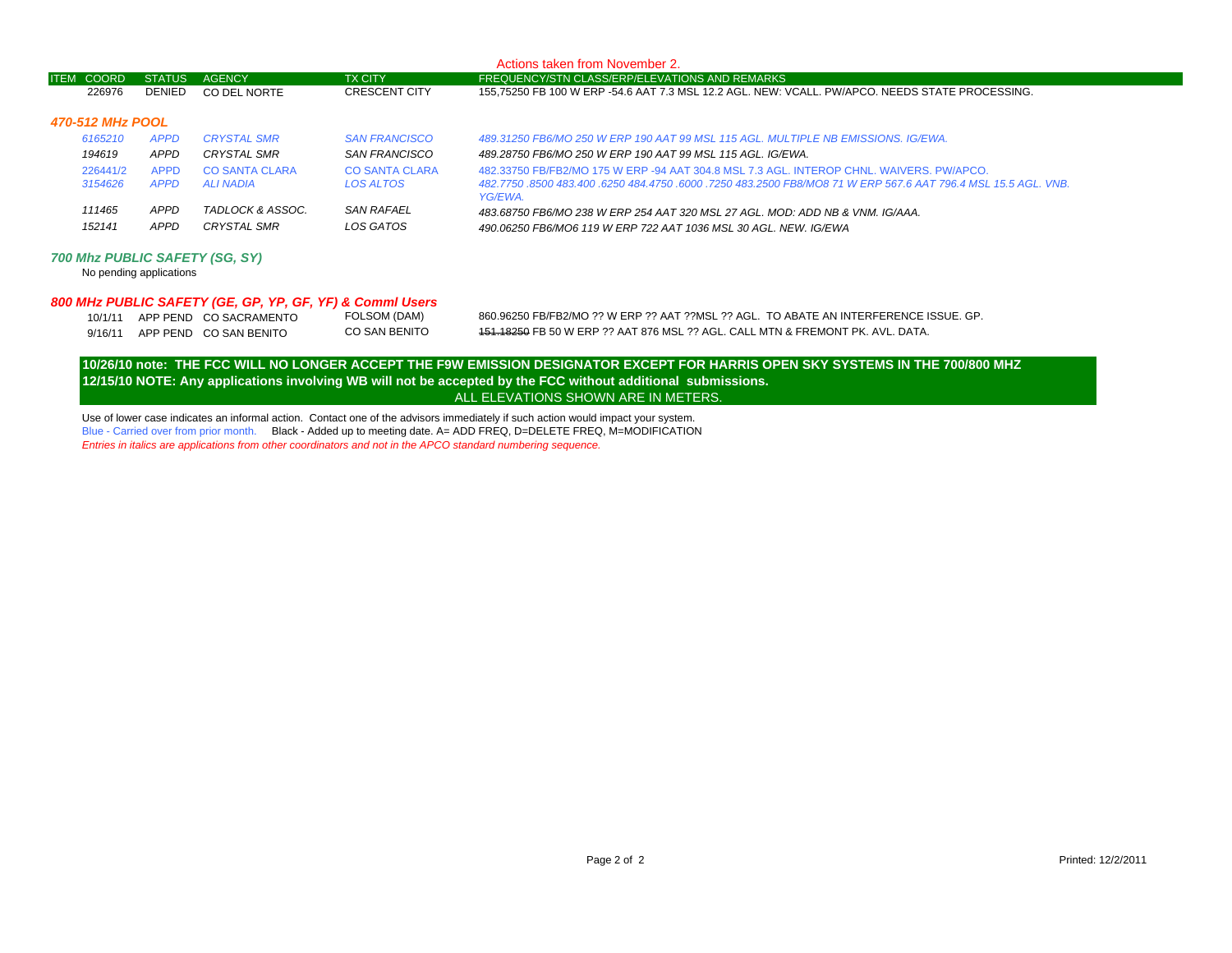Actions taken from November 2.

| ITEM | COORD | STATUS | AGENCY | TX CITY | FREQUENCY/STN CLASS/ERP/ELEVATIONS AND REMARKS |
|---|---|---|---|---|---|
| | 226976 | DENIED | CO DEL NORTE | CRESCENT CITY | 155,75250 FB 100 W ERP -54.6 AAT 7.3 MSL 12.2 AGL. NEW: VCALL. PW/APCO. NEEDS STATE PROCESSING. |

### *470-512 MHz POOL*

| | | | | |
|---|---|---|---|---|
| *6165210* | *APPD* | *CRYSTAL SMR* | *SAN FRANCISCO* | *489.31250 FB6/MO 250 W ERP 190 AAT 99 MSL 115 AGL. MULTIPLE NB EMISSIONS. IG/EWA.* |
| *194619* | *APPD* | *CRYSTAL SMR* | *SAN FRANCISCO* | *489.28750 FB6/MO 250 W ERP 190 AAT 99 MSL 115 AGL. IG/EWA.* |
| 226441/2 | APPD | CO SANTA CLARA | CO SANTA CLARA | 482.33750 FB/FB2/MO 175 W ERP -94 AAT 304.8 MSL 7.3 AGL. INTEROP CHNL. WAIVERS. PW/APCO. |
| *3154626* | *APPD* | *ALI NADIA* | *LOS ALTOS* | *482.7750 .8500 483.400 .6250 484.4750 .6000 .7250 483.2500 FB8/MO8 71 W ERP 567.6 AAT 796.4 MSL 15.5 AGL. VNB. YG/EWA.* |
| *111465* | *APPD* | *TADLOCK & ASSOC.* | *SAN RAFAEL* | *483.68750 FB6/MO 238 W ERP 254 AAT 320 MSL 27 AGL. MOD: ADD NB & VNM. IG/AAA.* |
| *152141* | *APPD* | *CRYSTAL SMR* | *LOS GATOS* | *490.06250 FB6/MO6 119 W ERP 722 AAT 1036 MSL 30 AGL. NEW. IG/EWA* |

### *700 Mhz PUBLIC SAFETY (SG, SY)*

No pending applications

### *800 MHz PUBLIC SAFETY (GE, GP, YP, GF, YF) & Comml Users*

| | | | | |
|---|---|---|---|---|
| 10/1/11 | APP PEND | CO SACRAMENTO | FOLSOM (DAM) | 860.96250 FB/FB2/MO ?? W ERP ?? AAT ??MSL ?? AGL. TO ABATE AN INTERFERENCE ISSUE. GP. |
| 9/16/11 | APP PEND | CO SAN BENITO | CO SAN BENITO | ~~151.18250~~ FB 50 W ERP ?? AAT 876 MSL ?? AGL. CALL MTN & FREMONT PK. AVL. DATA. |

**10/26/10 note: THE FCC WILL NO LONGER ACCEPT THE F9W EMISSION DESIGNATOR EXCEPT FOR HARRIS OPEN SKY SYSTEMS IN THE 700/800 MHZ**

**12/15/10 NOTE: Any applications involving WB will not be accepted by the FCC without additional submissions.**

ALL ELEVATIONS SHOWN ARE IN METERS.

Use of lower case indicates an informal action. Contact one of the advisors immediately if such action would impact your system.

Blue - Carried over from prior month. Black - Added up to meeting date. A= ADD FREQ, D=DELETE FREQ, M=MODIFICATION

*Entries in italics are applications from other coordinators and not in the APCO standard numbering sequence.*

Printed: 12/2/2011